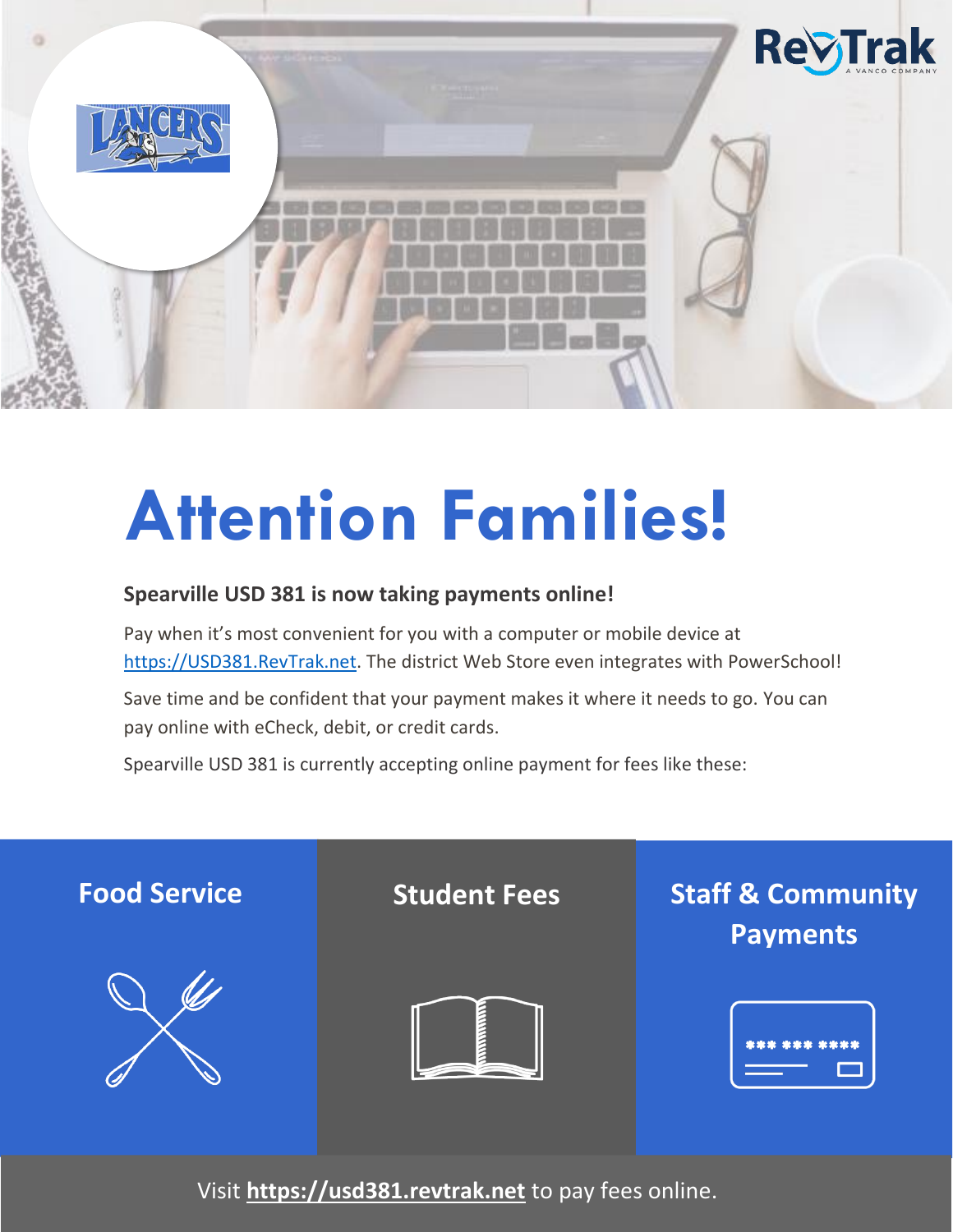# Attention Families!

**Spearville USD 381 is now taking payments online!**

Pay when it's most convenient for you with a computer or mobile device at https://USD381.RevTrak.net. The district Web Store even integrates with PowerSchool!

Save time and be confident that your payment makes it where it needs to go. You can pay online with eCheck, debit, or credit cards.

Spearville USD 381 is currently accepting online payment for fees like these:

**Food Service**

**Student Fees**

**Staff & Community Payments**

Visit **https://usd381.revtrak.net** to pay fees online.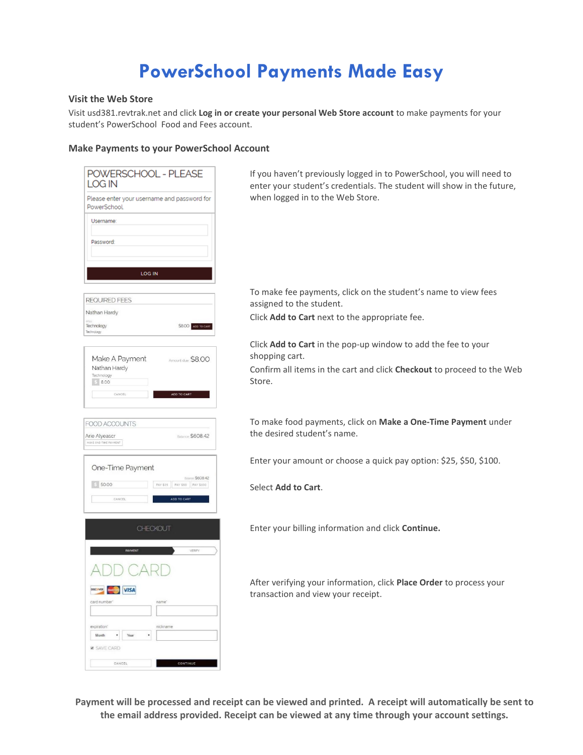# PowerSchool Payments Made Easy

### Visit the Web Store

Visit usd381.revtrak.net and click **Log in or create your personal Web Store account** to make payments for your student's PowerSchool Food and Fees account.

### Make Payments to your PowerSchool Account

If you haven't previously logged in to PowerSchool, you will need to enter your student's credentials. The student will show in the future, when logged in to the Web Store.

To make fee payments, click on the student's name to view fees assigned to the student.

Click **Add to Cart** next to the appropriate fee.

Click **Add to Cart** in the pop-up window to add the fee to your shopping cart.

Confirm all items in the cart and click **Checkout** to proceed to the Web Store.

To make food payments, click on **Make a One-Time Payment** under the desired student's name.

Enter your amount or choose a quick pay option: $25, $50, $100.

Select **Add to Cart**.

Enter your billing information and click **Continue.**

After verifying your information, click **Place Order** to process your transaction and view your receipt.

**Payment will be processed and receipt can be viewed and printed. A receipt will automatically be sent to the email address provided. Receipt can be viewed at any time through your account settings.**